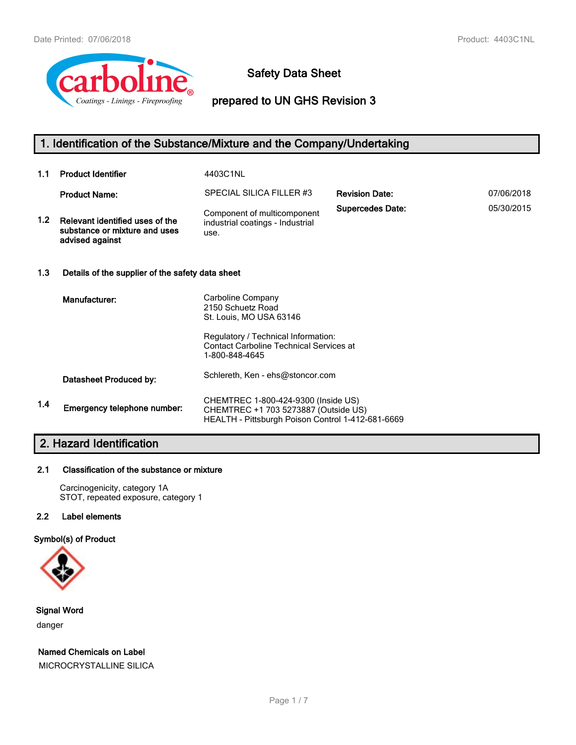# Safety Data Sheet

## prepared to UN GHS Revision 3

## 1. Identification of the Substance/Mixture and the Company/Undertaking

| | | | | |
|---|---|---|---|---|
| **1.1** | **Product Identifier** | 4403C1NL | | |
| | **Product Name:** | SPECIAL SILICA FILLER #3 | **Revision Date:** | 07/06/2018 |
| **1.2** | **Relevant identified uses of the substance or mixture and uses advised against** | Component of multicomponent industrial coatings - Industrial use. | **Supercedes Date:** | 05/30/2015 |

### 1.3 Details of the supplier of the safety data sheet

**Manufacturer:**

Carboline Company
2150 Schuetz Road
St. Louis, MO USA 63146

Regulatory / Technical Information:
Contact Carboline Technical Services at
1-800-848-4645

**Datasheet Produced by:** Schlereth, Ken - ehs@stoncor.com

### 1.4 Emergency telephone number:

CHEMTREC 1-800-424-9300 (Inside US)
CHEMTREC +1 703 5273887 (Outside US)
HEALTH - Pittsburgh Poison Control 1-412-681-6669

## 2. Hazard Identification

### 2.1 Classification of the substance or mixture

Carcinogenicity, category 1A
STOT, repeated exposure, category 1

### 2.2 Label elements

**Symbol(s) of Product**

**Signal Word**

danger

**Named Chemicals on Label**

MICROCRYSTALLINE SILICA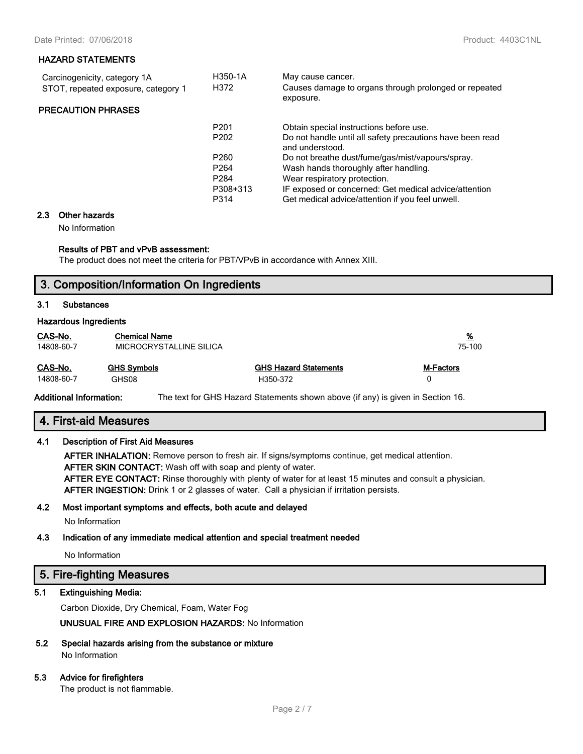**HAZARD STATEMENTS**

| | | |
|---|---|---|
| Carcinogenicity, category 1A | H350-1A | May cause cancer. |
| STOT, repeated exposure, category 1 | H372 | Causes damage to organs through prolonged or repeated exposure. |

**PRECAUTION PHRASES**

| | |
|---|---|
| P201 | Obtain special instructions before use. |
| P202 | Do not handle until all safety precautions have been read and understood. |
| P260 | Do not breathe dust/fume/gas/mist/vapours/spray. |
| P264 | Wash hands thoroughly after handling. |
| P284 | Wear respiratory protection. |
| P308+313 | IF exposed or concerned: Get medical advice/attention |
| P314 | Get medical advice/attention if you feel unwell. |

### 2.3 Other hazards

No Information

**Results of PBT and vPvB assessment:**

The product does not meet the criteria for PBT/VPvB in accordance with Annex XIII.

## 3. Composition/Information On Ingredients

### 3.1 Substances

**Hazardous Ingredients**

| CAS-No. | Chemical Name | % |
|---|---|---|
| 14808-60-7 | MICROCRYSTALLINE SILICA | 75-100 |

| CAS-No. | GHS Symbols | GHS Hazard Statements | M-Factors |
|---|---|---|---|
| 14808-60-7 | GHS08 | H350-372 | 0 |

**Additional Information:** The text for GHS Hazard Statements shown above (if any) is given in Section 16.

## 4. First-aid Measures

### 4.1 Description of First Aid Measures

**AFTER INHALATION:** Remove person to fresh air. If signs/symptoms continue, get medical attention.
**AFTER SKIN CONTACT:** Wash off with soap and plenty of water.
**AFTER EYE CONTACT:** Rinse thoroughly with plenty of water for at least 15 minutes and consult a physician.
**AFTER INGESTION:** Drink 1 or 2 glasses of water. Call a physician if irritation persists.

### 4.2 Most important symptoms and effects, both acute and delayed

No Information

### 4.3 Indication of any immediate medical attention and special treatment needed

No Information

## 5. Fire-fighting Measures

### 5.1 Extinguishing Media:

Carbon Dioxide, Dry Chemical, Foam, Water Fog

**UNUSUAL FIRE AND EXPLOSION HAZARDS:** No Information

### 5.2 Special hazards arising from the substance or mixture

No Information

### 5.3 Advice for firefighters

The product is not flammable.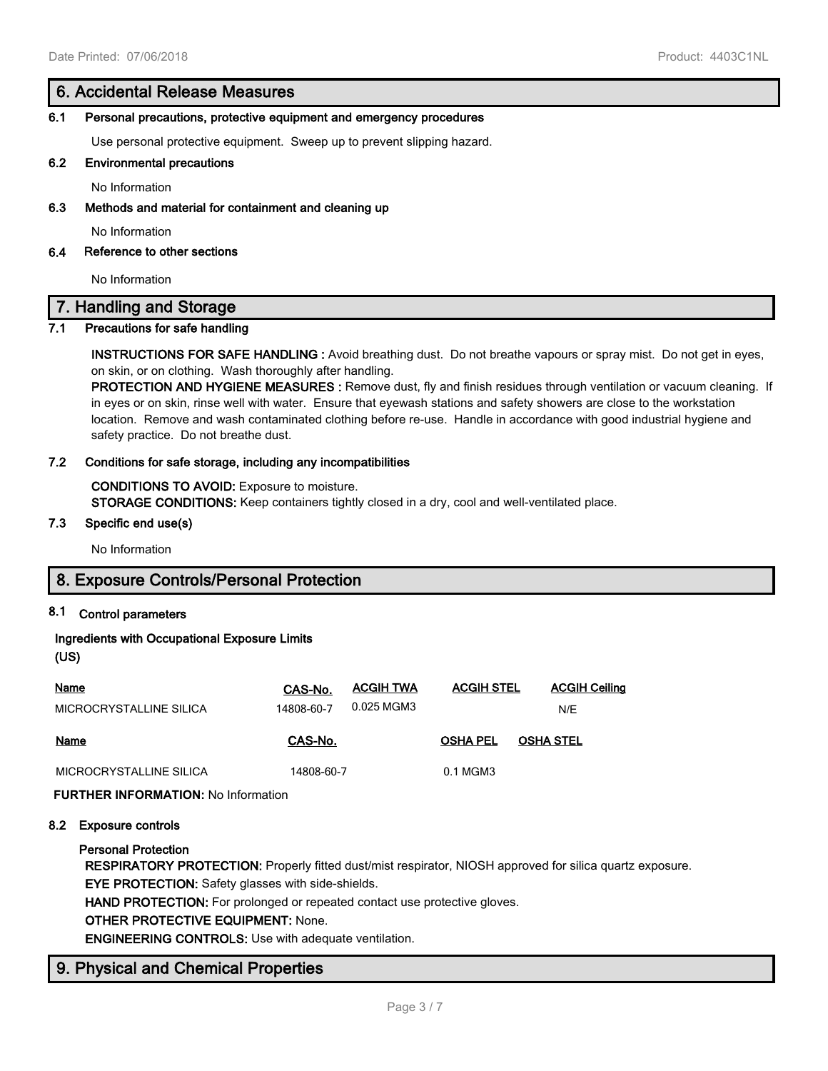## 6. Accidental Release Measures

### 6.1 Personal precautions, protective equipment and emergency procedures

Use personal protective equipment. Sweep up to prevent slipping hazard.

### 6.2 Environmental precautions

No Information

### 6.3 Methods and material for containment and cleaning up

No Information

### 6.4 Reference to other sections

No Information

## 7. Handling and Storage

### 7.1 Precautions for safe handling

**INSTRUCTIONS FOR SAFE HANDLING :** Avoid breathing dust. Do not breathe vapours or spray mist. Do not get in eyes, on skin, or on clothing. Wash thoroughly after handling.
**PROTECTION AND HYGIENE MEASURES :** Remove dust, fly and finish residues through ventilation or vacuum cleaning. If in eyes or on skin, rinse well with water. Ensure that eyewash stations and safety showers are close to the workstation location. Remove and wash contaminated clothing before re-use. Handle in accordance with good industrial hygiene and safety practice. Do not breathe dust.

### 7.2 Conditions for safe storage, including any incompatibilities

**CONDITIONS TO AVOID:** Exposure to moisture.
**STORAGE CONDITIONS:** Keep containers tightly closed in a dry, cool and well-ventilated place.

### 7.3 Specific end use(s)

No Information

## 8. Exposure Controls/Personal Protection

### 8.1 Control parameters

**Ingredients with Occupational Exposure Limits (US)**

| Name | CAS-No. | ACGIH TWA | ACGIH STEL | ACGIH Ceiling |
|---|---|---|---|---|
| MICROCRYSTALLINE SILICA | 14808-60-7 | 0.025 MGM3 | | N/E |

| Name | CAS-No. | OSHA PEL | OSHA STEL |
|---|---|---|---|
| MICROCRYSTALLINE SILICA | 14808-60-7 | 0.1 MGM3 | |

**FURTHER INFORMATION:** No Information

### 8.2 Exposure controls

**Personal Protection**

**RESPIRATORY PROTECTION:** Properly fitted dust/mist respirator, NIOSH approved for silica quartz exposure.
**EYE PROTECTION:** Safety glasses with side-shields.
**HAND PROTECTION:** For prolonged or repeated contact use protective gloves.
**OTHER PROTECTIVE EQUIPMENT:** None.
**ENGINEERING CONTROLS:** Use with adequate ventilation.

## 9. Physical and Chemical Properties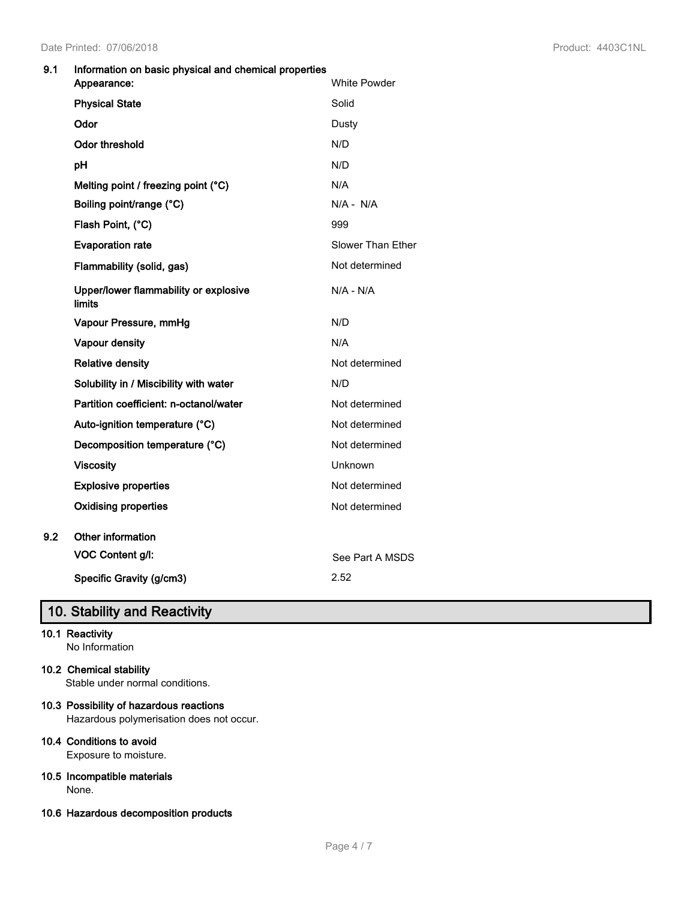**9.1 Information on basic physical and chemical properties**

| Property | Value |
| --- | --- |
| **Appearance:** | White Powder |
| **Physical State** | Solid |
| **Odor** | Dusty |
| **Odor threshold** | N/D |
| **pH** | N/D |
| **Melting point / freezing point (°C)** | N/A |
| **Boiling point/range (°C)** | N/A - N/A |
| **Flash Point, (°C)** | 999 |
| **Evaporation rate** | Slower Than Ether |
| **Flammability (solid, gas)** | Not determined |
| **Upper/lower flammability or explosive limits** | N/A - N/A |
| **Vapour Pressure, mmHg** | N/D |
| **Vapour density** | N/A |
| **Relative density** | Not determined |
| **Solubility in / Miscibility with water** | N/D |
| **Partition coefficient: n-octanol/water** | Not determined |
| **Auto-ignition temperature (°C)** | Not determined |
| **Decomposition temperature (°C)** | Not determined |
| **Viscosity** | Unknown |
| **Explosive properties** | Not determined |
| **Oxidising properties** | Not determined |

**9.2 Other information**

| Property | Value |
| --- | --- |
| **VOC Content g/l:** | See Part A MSDS |
| **Specific Gravity (g/cm3)** | 2.52 |

## 10. Stability and Reactivity

**10.1 Reactivity**

No Information

**10.2 Chemical stability**

Stable under normal conditions.

**10.3 Possibility of hazardous reactions**

Hazardous polymerisation does not occur.

**10.4 Conditions to avoid**

Exposure to moisture.

**10.5 Incompatible materials**

None.

**10.6 Hazardous decomposition products**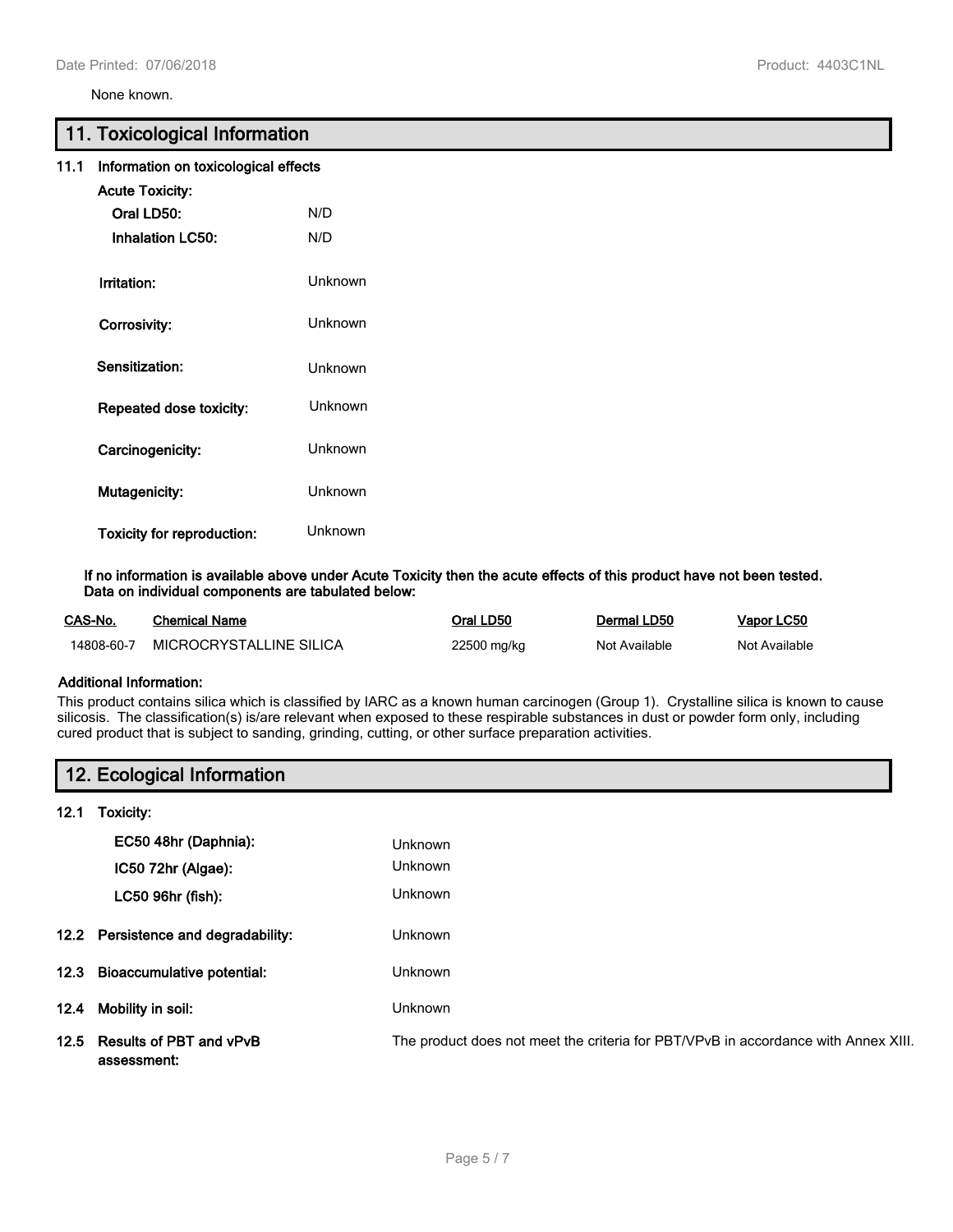None known.

## 11. Toxicological Information

### 11.1 Information on toxicological effects

**Acute Toxicity:**

**Oral LD50:** N/D

**Inhalation LC50:** N/D

**Irritation:** Unknown

**Corrosivity:** Unknown

**Sensitization:** Unknown

**Repeated dose toxicity:** Unknown

**Carcinogenicity:** Unknown

**Mutagenicity:** Unknown

**Toxicity for reproduction:** Unknown

**If no information is available above under Acute Toxicity then the acute effects of this product have not been tested. Data on individual components are tabulated below:**

| CAS-No. | Chemical Name | Oral LD50 | Dermal LD50 | Vapor LC50 |
|---|---|---|---|---|
| 14808-60-7 | MICROCRYSTALLINE SILICA | 22500 mg/kg | Not Available | Not Available |

**Additional Information:**

This product contains silica which is classified by IARC as a known human carcinogen (Group 1). Crystalline silica is known to cause silicosis. The classification(s) is/are relevant when exposed to these respirable substances in dust or powder form only, including cured product that is subject to sanding, grinding, cutting, or other surface preparation activities.

## 12. Ecological Information

### 12.1 Toxicity:

**EC50 48hr (Daphnia):** Unknown

**IC50 72hr (Algae):** Unknown

**LC50 96hr (fish):** Unknown

**12.2 Persistence and degradability:** Unknown

**12.3 Bioaccumulative potential:** Unknown

**12.4 Mobility in soil:** Unknown

**12.5 Results of PBT and vPvB assessment:** The product does not meet the criteria for PBT/VPvB in accordance with Annex XIII.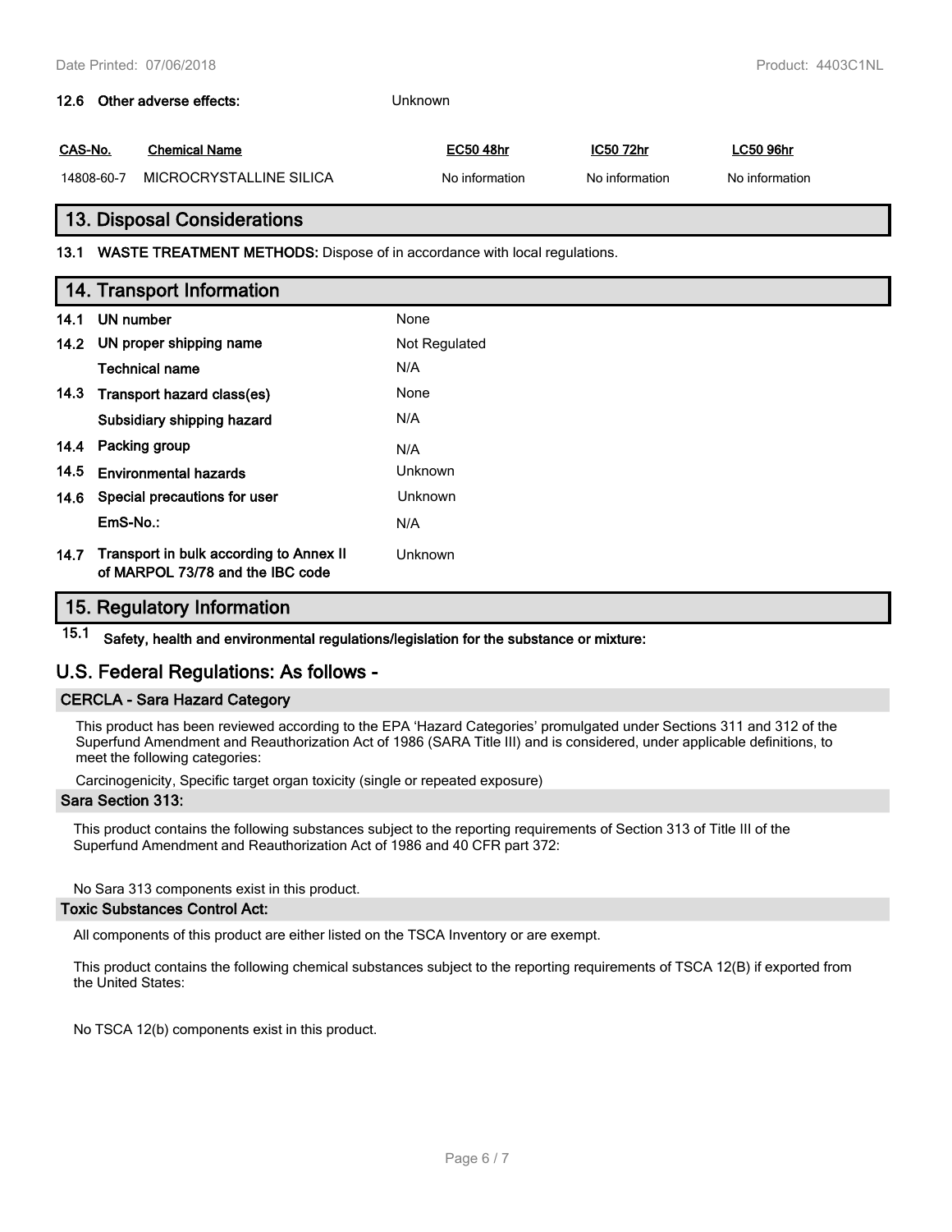**12.6 Other adverse effects:** Unknown

| CAS-No. | Chemical Name | EC50 48hr | IC50 72hr | LC50 96hr |
|---|---|---|---|---|
| 14808-60-7 | MICROCRYSTALLINE SILICA | No information | No information | No information |

## 13. Disposal Considerations

**13.1 WASTE TREATMENT METHODS:** Dispose of in accordance with local regulations.

## 14. Transport Information

| | | |
|---|---|---|
| **14.1** | **UN number** | None |
| **14.2** | **UN proper shipping name** | Not Regulated |
| | **Technical name** | N/A |
| **14.3** | **Transport hazard class(es)** | None |
| | **Subsidiary shipping hazard** | N/A |
| **14.4** | **Packing group** | N/A |
| **14.5** | **Environmental hazards** | Unknown |
| **14.6** | **Special precautions for user** | Unknown |
| | **EmS-No.:** | N/A |
| **14.7** | **Transport in bulk according to Annex II of MARPOL 73/78 and the IBC code** | Unknown |

## 15. Regulatory Information

**15.1 Safety, health and environmental regulations/legislation for the substance or mixture:**

## U.S. Federal Regulations: As follows -

### CERCLA - Sara Hazard Category

This product has been reviewed according to the EPA 'Hazard Categories' promulgated under Sections 311 and 312 of the Superfund Amendment and Reauthorization Act of 1986 (SARA Title III) and is considered, under applicable definitions, to meet the following categories:

Carcinogenicity, Specific target organ toxicity (single or repeated exposure)

### Sara Section 313:

This product contains the following substances subject to the reporting requirements of Section 313 of Title III of the Superfund Amendment and Reauthorization Act of 1986 and 40 CFR part 372:

No Sara 313 components exist in this product.

### Toxic Substances Control Act:

All components of this product are either listed on the TSCA Inventory or are exempt.

This product contains the following chemical substances subject to the reporting requirements of TSCA 12(B) if exported from the United States:

No TSCA 12(b) components exist in this product.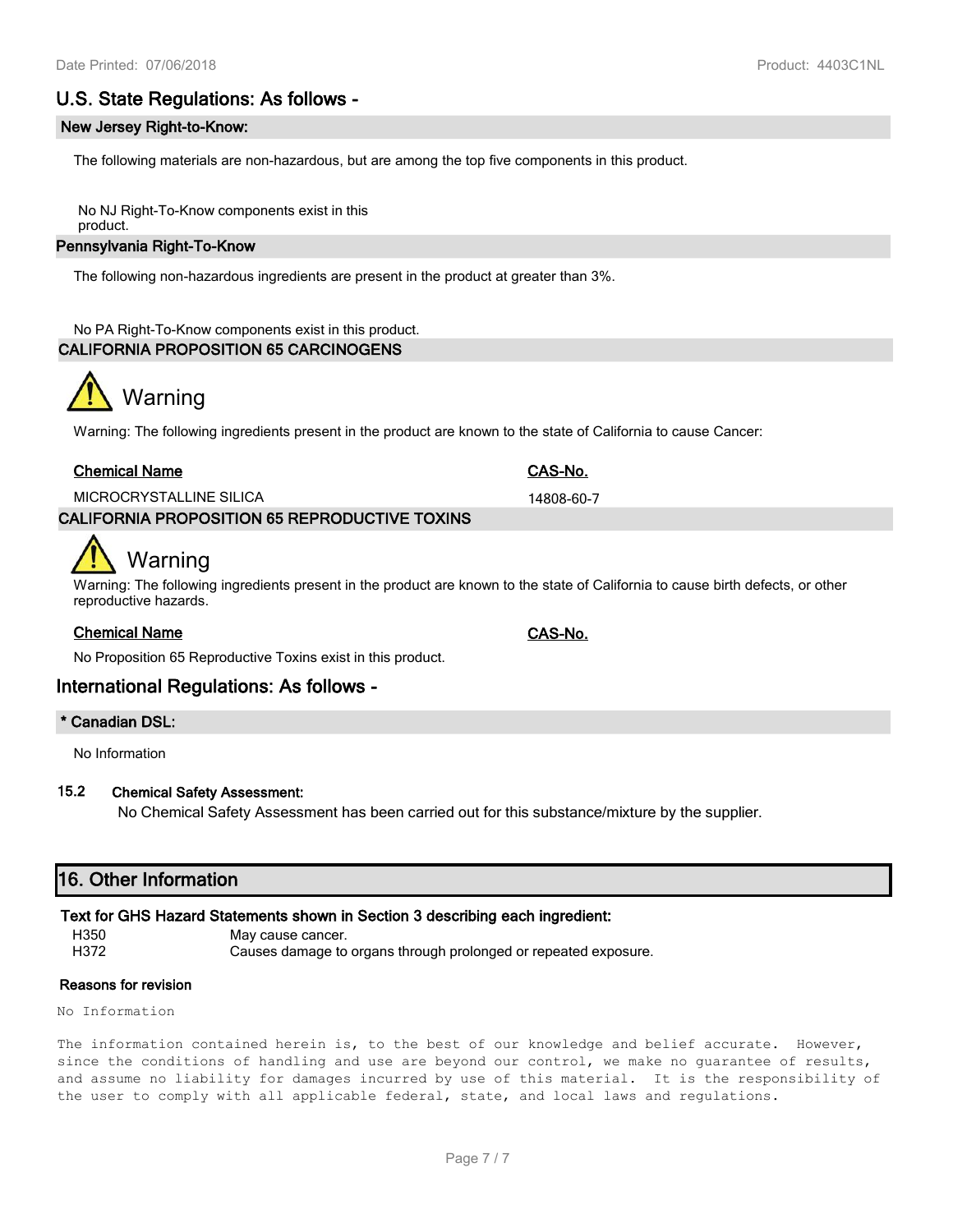## U.S. State Regulations: As follows -

### New Jersey Right-to-Know:

The following materials are non-hazardous, but are among the top five components in this product.

No NJ Right-To-Know components exist in this product.

### Pennsylvania Right-To-Know

The following non-hazardous ingredients are present in the product at greater than 3%.

No PA Right-To-Know components exist in this product.

### CALIFORNIA PROPOSITION 65 CARCINOGENS

Warning

Warning: The following ingredients present in the product are known to the state of California to cause Cancer:

| Chemical Name | CAS-No. |
|---|---|
| MICROCRYSTALLINE SILICA | 14808-60-7 |

### CALIFORNIA PROPOSITION 65 REPRODUCTIVE TOXINS

Warning

Warning: The following ingredients present in the product are known to the state of California to cause birth defects, or other reproductive hazards.

| Chemical Name | CAS-No. |
|---|---|

No Proposition 65 Reproductive Toxins exist in this product.

## International Regulations: As follows -

### * Canadian DSL:

No Information

### 15.2 Chemical Safety Assessment:

No Chemical Safety Assessment has been carried out for this substance/mixture by the supplier.

## 16. Other Information

### Text for GHS Hazard Statements shown in Section 3 describing each ingredient:

| | |
|---|---|
| H350 | May cause cancer. |
| H372 | Causes damage to organs through prolonged or repeated exposure. |

### Reasons for revision

No Information

The information contained herein is, to the best of our knowledge and belief accurate. However, since the conditions of handling and use are beyond our control, we make no guarantee of results, and assume no liability for damages incurred by use of this material. It is the responsibility of the user to comply with all applicable federal, state, and local laws and regulations.